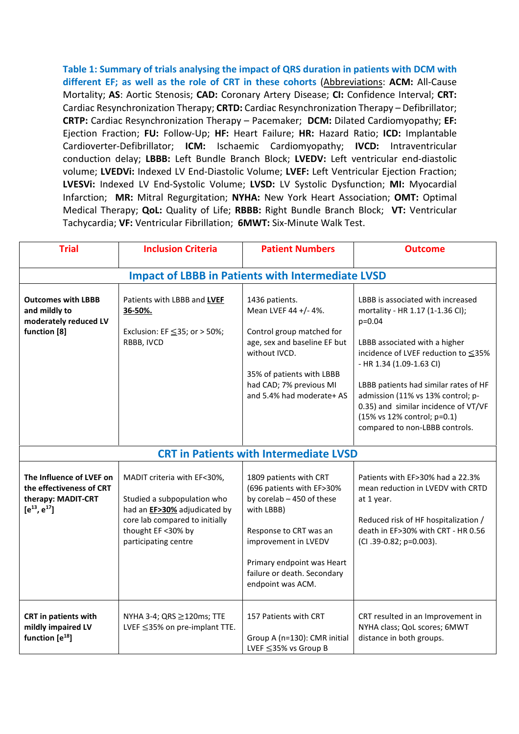**Table 1: Summary of trials analysing the impact of QRS duration in patients with DCM with different EF; as well as the role of CRT in these cohorts** (Abbreviations: **ACM:** All-Cause Mortality; **AS**: Aortic Stenosis; **CAD:** Coronary Artery Disease; **CI:** Confidence Interval; **CRT:** Cardiac Resynchronization Therapy; **CRTD:** Cardiac Resynchronization Therapy – Defibrillator; **CRTP:** Cardiac Resynchronization Therapy – Pacemaker; **DCM:** Dilated Cardiomyopathy; **EF:** Ejection Fraction; **FU:** Follow-Up; **HF:** Heart Failure; **HR:** Hazard Ratio; **ICD:** Implantable Cardioverter-Defibrillator; **ICM:** Ischaemic Cardiomyopathy; **IVCD:** Intraventricular conduction delay; **LBBB:** Left Bundle Branch Block; **LVEDV:** Left ventricular end-diastolic volume; **LVEDVi:** Indexed LV End-Diastolic Volume; **LVEF:** Left Ventricular Ejection Fraction; **LVESVi:** Indexed LV End-Systolic Volume; **LVSD:** LV Systolic Dysfunction; **MI:** Myocardial Infarction; **MR:** Mitral Regurgitation; **NYHA:** New York Heart Association; **OMT:** Optimal Medical Therapy; **QoL:** Quality of Life; **RBBB:** Right Bundle Branch Block; **VT:** Ventricular Tachycardia; **VF:** Ventricular Fibrillation; **6MWT:** Six-Minute Walk Test.

| Trial | Inclusion Criteria | Patient Numbers | Outcome |
|---|---|---|---|
| **Impact of LBBB in Patients with Intermediate LVSD** | | | |
| **Outcomes with LBBB and mildly to moderately reduced LV function [8]** | Patients with LBBB and **LVEF 36-50%.**<br><br>Exclusion: EF ≦35; or > 50%; RBBB, IVCD | 1436 patients.<br>Mean LVEF 44 +/- 4%.<br><br>Control group matched for age, sex and baseline EF but without IVCD.<br><br>35% of patients with LBBB had CAD; 7% previous MI and 5.4% had moderate+ AS | LBBB is associated with increased mortality - HR 1.17 (1-1.36 CI); p=0.04<br><br>LBBB associated with a higher incidence of LVEF reduction to ≦35% - HR 1.34 (1.09-1.63 CI)<br><br>LBBB patients had similar rates of HF admission (11% vs 13% control; p-0.35) and similar incidence of VT/VF (15% vs 12% control; p=0.1) compared to non-LBBB controls. |
| **CRT in Patients with Intermediate LVSD** | | | |
| **The Influence of LVEF on the effectiveness of CRT therapy: MADIT-CRT [e13, e17]** | MADIT criteria with EF<30%,<br><br>Studied a subpopulation who had an **EF>30%** adjudicated by core lab compared to initially thought EF <30% by participating centre | 1809 patients with CRT (696 patients with EF>30% by corelab – 450 of these with LBBB)<br><br>Response to CRT was an improvement in LVEDV<br><br>Primary endpoint was Heart failure or death. Secondary endpoint was ACM. | Patients with EF>30% had a 22.3% mean reduction in LVEDV with CRTD at 1 year.<br><br>Reduced risk of HF hospitalization / death in EF>30% with CRT - HR 0.56 (CI .39-0.82; p=0.003). |
| **CRT in patients with mildly impaired LV function [e18]** | NYHA 3-4; QRS ≥120ms; TTE LVEF ≦35% on pre-implant TTE. | 157 Patients with CRT<br><br>Group A (n=130): CMR initial LVEF ≦35% vs Group B | CRT resulted in an Improvement in NYHA class; QoL scores; 6MWT distance in both groups. |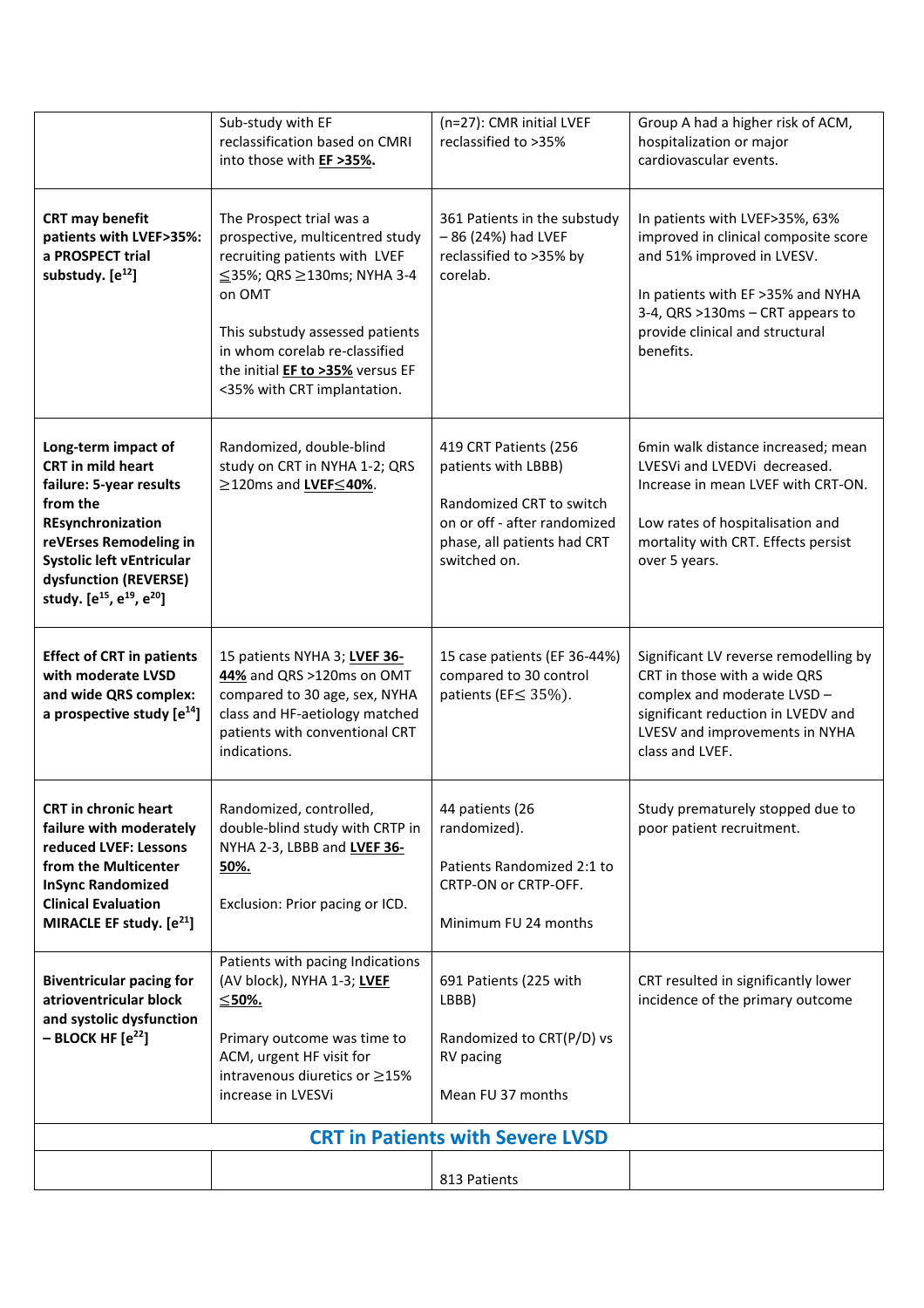| | | | |
|---|---|---|---|
| | Sub-study with EF reclassification based on CMRI into those with **EF >35%.** | (n=27): CMR initial LVEF reclassified to >35% | Group A had a higher risk of ACM, hospitalization or major cardiovascular events. |
| **CRT may benefit patients with LVEF>35%: a PROSPECT trial substudy. [e12]** | The Prospect trial was a prospective, multicentred study recruiting patients with LVEF ≤35%; QRS ≥130ms; NYHA 3-4 on OMT<br><br>This substudy assessed patients in whom corelab re-classified the initial **EF to >35%** versus EF <35% with CRT implantation. | 361 Patients in the substudy – 86 (24%) had LVEF reclassified to >35% by corelab. | In patients with LVEF>35%, 63% improved in clinical composite score and 51% improved in LVESV.<br><br>In patients with EF >35% and NYHA 3-4, QRS >130ms – CRT appears to provide clinical and structural benefits. |
| **Long-term impact of CRT in mild heart failure: 5-year results from the REsynchronization reVErses Remodeling in Systolic left vEntricular dysfunction (REVERSE) study. [e15, e19, e20]** | Randomized, double-blind study on CRT in NYHA 1-2; QRS ≥120ms and **LVEF≤40%**. | 419 CRT Patients (256 patients with LBBB)<br><br>Randomized CRT to switch on or off - after randomized phase, all patients had CRT switched on. | 6min walk distance increased; mean LVESVi and LVEDVi decreased. Increase in mean LVEF with CRT-ON.<br><br>Low rates of hospitalisation and mortality with CRT. Effects persist over 5 years. |
| **Effect of CRT in patients with moderate LVSD and wide QRS complex: a prospective study [e14]** | 15 patients NYHA 3; **LVEF 36-44%** and QRS >120ms on OMT compared to 30 age, sex, NYHA class and HF-aetiology matched patients with conventional CRT indications. | 15 case patients (EF 36-44%) compared to 30 control patients (EF≤ 35%). | Significant LV reverse remodelling by CRT in those with a wide QRS complex and moderate LVSD – significant reduction in LVEDV and LVESV and improvements in NYHA class and LVEF. |
| **CRT in chronic heart failure with moderately reduced LVEF: Lessons from the Multicenter InSync Randomized Clinical Evaluation MIRACLE EF study. [e21]** | Randomized, controlled, double-blind study with CRTP in NYHA 2-3, LBBB and **LVEF 36-50%.**<br><br>Exclusion: Prior pacing or ICD. | 44 patients (26 randomized).<br><br>Patients Randomized 2:1 to CRTP-ON or CRTP-OFF.<br><br>Minimum FU 24 months | Study prematurely stopped due to poor patient recruitment. |
| **Biventricular pacing for atrioventricular block and systolic dysfunction – BLOCK HF [e22]** | Patients with pacing Indications (AV block), NYHA 1-3; **LVEF ≤50%.**<br><br>Primary outcome was time to ACM, urgent HF visit for intravenous diuretics or ≥15% increase in LVESVi | 691 Patients (225 with LBBB)<br><br>Randomized to CRT(P/D) vs RV pacing<br><br>Mean FU 37 months | CRT resulted in significantly lower incidence of the primary outcome |
| **CRT in Patients with Severe LVSD** | | | |
| | | 813 Patients | |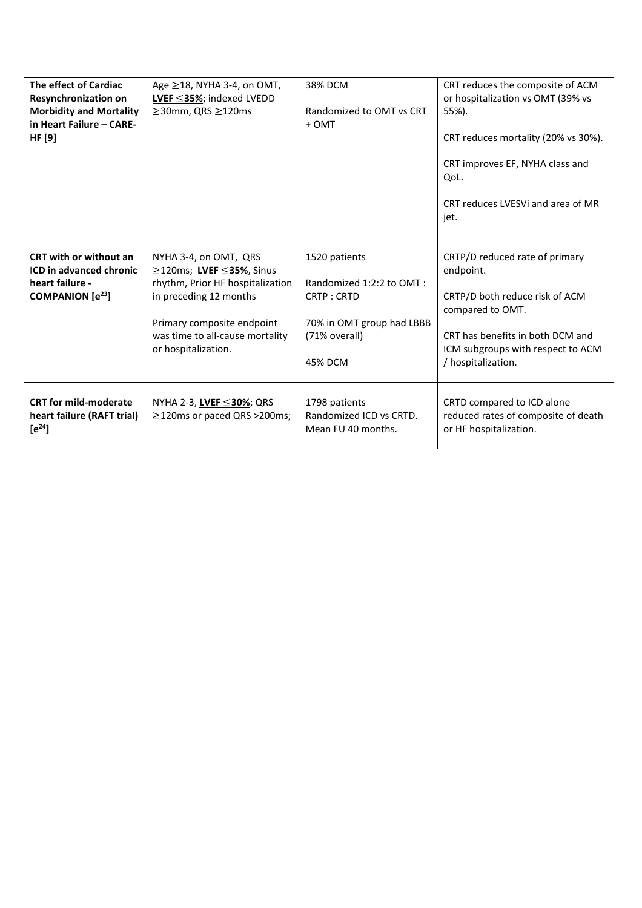| | | | |
|---|---|---|---|
| **The effect of Cardiac Resynchronization on Morbidity and Mortality in Heart Failure – CARE-HF [9]** | Age ≥18, NYHA 3-4, on OMT, **LVEF ≤35%**; indexed LVEDD ≥30mm, QRS ≥120ms | 38% DCM<br><br>Randomized to OMT vs CRT + OMT | CRT reduces the composite of ACM or hospitalization vs OMT (39% vs 55%).<br><br>CRT reduces mortality (20% vs 30%).<br><br>CRT improves EF, NYHA class and QoL.<br><br>CRT reduces LVESVi and area of MR jet. |
| **CRT with or without an ICD in advanced chronic heart failure - COMPANION [e23]** | NYHA 3-4, on OMT, QRS ≥120ms; **LVEF ≤35%**, Sinus rhythm, Prior HF hospitalization in preceding 12 months<br><br>Primary composite endpoint was time to all-cause mortality or hospitalization. | 1520 patients<br><br>Randomized 1:2:2 to OMT : CRTP : CRTD<br><br>70% in OMT group had LBBB (71% overall)<br><br>45% DCM | CRTP/D reduced rate of primary endpoint.<br><br>CRTP/D both reduce risk of ACM compared to OMT.<br><br>CRT has benefits in both DCM and ICM subgroups with respect to ACM / hospitalization. |
| **CRT for mild-moderate heart failure (RAFT trial) [e24]** | NYHA 2-3, **LVEF ≤30%**; QRS ≥120ms or paced QRS >200ms; | 1798 patients<br>Randomized ICD vs CRTD.<br>Mean FU 40 months. | CRTD compared to ICD alone reduced rates of composite of death or HF hospitalization. |